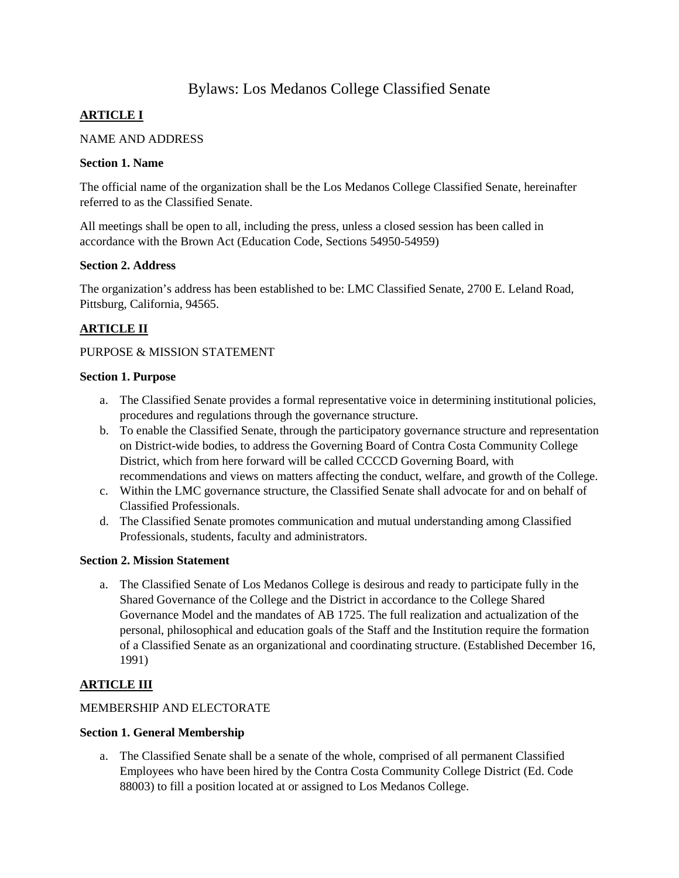# Bylaws: Los Medanos College Classified Senate

## ARTICLE I

NAME AND ADDRESS

**Section 1. Name**

The official name of the organization shall be the Los Medanos College Classified Senate, hereinafter referred to as the Classified Senate.

All meetings shall be open to all, including the press, unless a closed session has been called in accordance with the Brown Act (Education Code, Sections 54950-54959)

**Section 2. Address**

The organization's address has been established to be: LMC Classified Senate, 2700 E. Leland Road, Pittsburg, California, 94565.

## ARTICLE II

PURPOSE & MISSION STATEMENT

**Section 1. Purpose**

a. The Classified Senate provides a formal representative voice in determining institutional policies, procedures and regulations through the governance structure.
b. To enable the Classified Senate, through the participatory governance structure and representation on District-wide bodies, to address the Governing Board of Contra Costa Community College District, which from here forward will be called CCCCD Governing Board, with recommendations and views on matters affecting the conduct, welfare, and growth of the College.
c. Within the LMC governance structure, the Classified Senate shall advocate for and on behalf of Classified Professionals.
d. The Classified Senate promotes communication and mutual understanding among Classified Professionals, students, faculty and administrators.

**Section 2. Mission Statement**

a. The Classified Senate of Los Medanos College is desirous and ready to participate fully in the Shared Governance of the College and the District in accordance to the College Shared Governance Model and the mandates of AB 1725. The full realization and actualization of the personal, philosophical and education goals of the Staff and the Institution require the formation of a Classified Senate as an organizational and coordinating structure. (Established December 16, 1991)

## ARTICLE III

MEMBERSHIP AND ELECTORATE

**Section 1. General Membership**

a. The Classified Senate shall be a senate of the whole, comprised of all permanent Classified Employees who have been hired by the Contra Costa Community College District (Ed. Code 88003) to fill a position located at or assigned to Los Medanos College.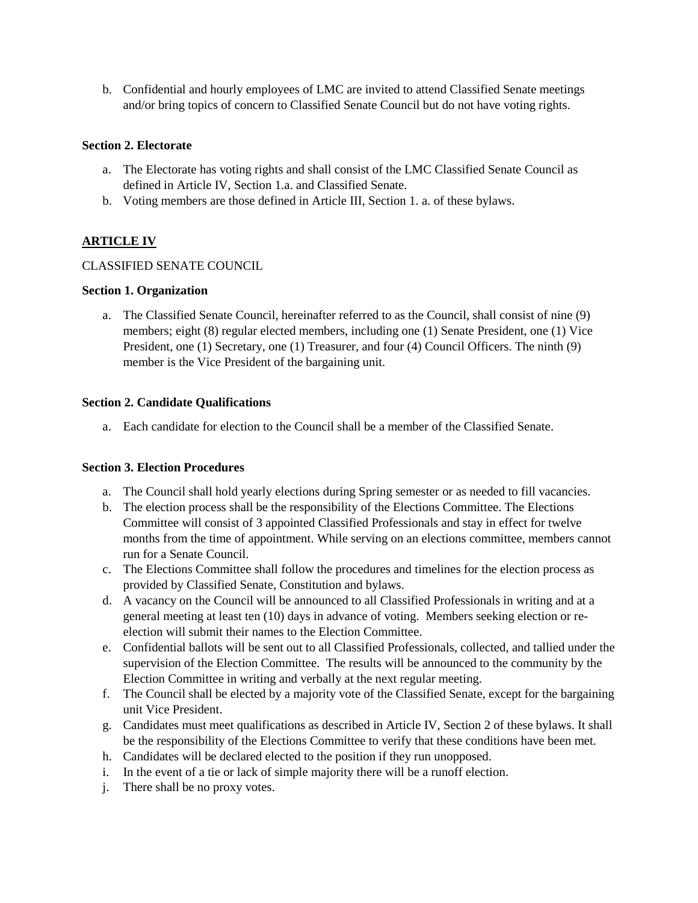b. Confidential and hourly employees of LMC are invited to attend Classified Senate meetings and/or bring topics of concern to Classified Senate Council but do not have voting rights.

**Section 2. Electorate**

a. The Electorate has voting rights and shall consist of the LMC Classified Senate Council as defined in Article IV, Section 1.a. and Classified Senate.
b. Voting members are those defined in Article III, Section 1. a. of these bylaws.

## ARTICLE IV

CLASSIFIED SENATE COUNCIL

**Section 1. Organization**

a. The Classified Senate Council, hereinafter referred to as the Council, shall consist of nine (9) members; eight (8) regular elected members, including one (1) Senate President, one (1) Vice President, one (1) Secretary, one (1) Treasurer, and four (4) Council Officers. The ninth (9) member is the Vice President of the bargaining unit.

**Section 2. Candidate Qualifications**

a. Each candidate for election to the Council shall be a member of the Classified Senate.

**Section 3. Election Procedures**

a. The Council shall hold yearly elections during Spring semester or as needed to fill vacancies.
b. The election process shall be the responsibility of the Elections Committee. The Elections Committee will consist of 3 appointed Classified Professionals and stay in effect for twelve months from the time of appointment. While serving on an elections committee, members cannot run for a Senate Council.
c. The Elections Committee shall follow the procedures and timelines for the election process as provided by Classified Senate, Constitution and bylaws.
d. A vacancy on the Council will be announced to all Classified Professionals in writing and at a general meeting at least ten (10) days in advance of voting. Members seeking election or re-election will submit their names to the Election Committee.
e. Confidential ballots will be sent out to all Classified Professionals, collected, and tallied under the supervision of the Election Committee. The results will be announced to the community by the Election Committee in writing and verbally at the next regular meeting.
f. The Council shall be elected by a majority vote of the Classified Senate, except for the bargaining unit Vice President.
g. Candidates must meet qualifications as described in Article IV, Section 2 of these bylaws. It shall be the responsibility of the Elections Committee to verify that these conditions have been met.
h. Candidates will be declared elected to the position if they run unopposed.
i. In the event of a tie or lack of simple majority there will be a runoff election.
j. There shall be no proxy votes.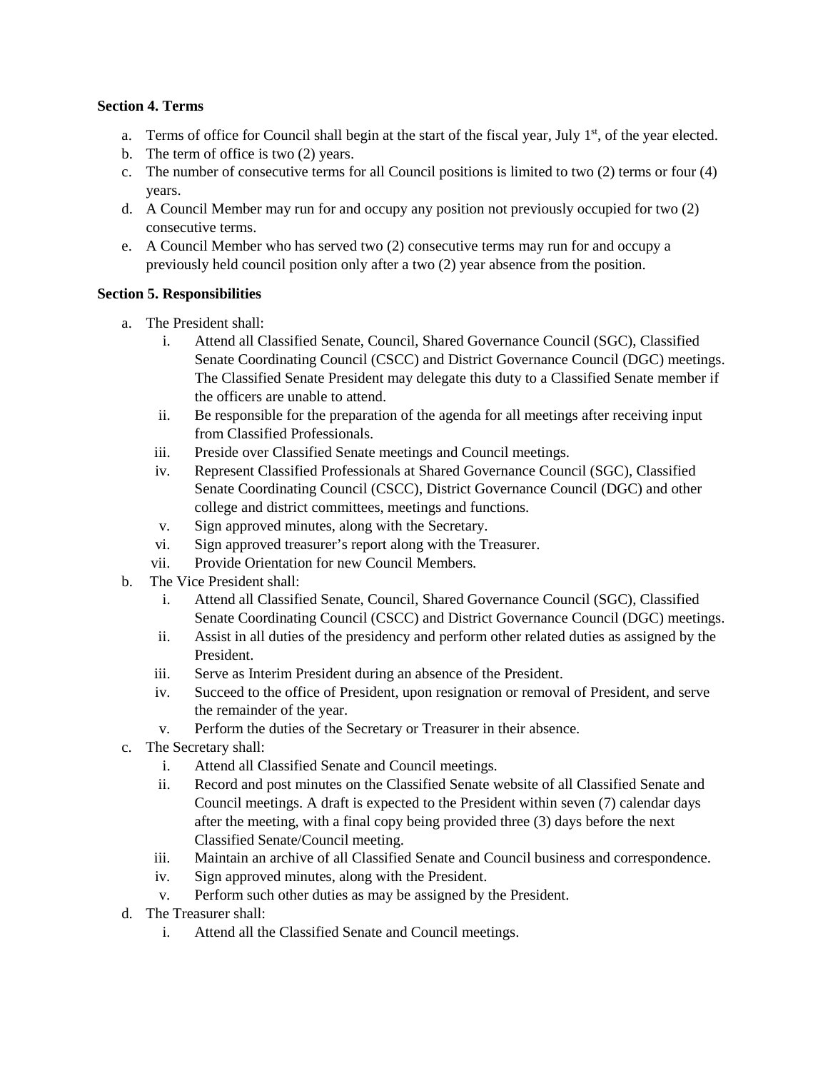**Section 4. Terms**

a. Terms of office for Council shall begin at the start of the fiscal year, July 1st, of the year elected.
b. The term of office is two (2) years.
c. The number of consecutive terms for all Council positions is limited to two (2) terms or four (4) years.
d. A Council Member may run for and occupy any position not previously occupied for two (2) consecutive terms.
e. A Council Member who has served two (2) consecutive terms may run for and occupy a previously held council position only after a two (2) year absence from the position.

**Section 5. Responsibilities**

a. The President shall:
   i. Attend all Classified Senate, Council, Shared Governance Council (SGC), Classified Senate Coordinating Council (CSCC) and District Governance Council (DGC) meetings. The Classified Senate President may delegate this duty to a Classified Senate member if the officers are unable to attend.
   ii. Be responsible for the preparation of the agenda for all meetings after receiving input from Classified Professionals.
   iii. Preside over Classified Senate meetings and Council meetings.
   iv. Represent Classified Professionals at Shared Governance Council (SGC), Classified Senate Coordinating Council (CSCC), District Governance Council (DGC) and other college and district committees, meetings and functions.
   v. Sign approved minutes, along with the Secretary.
   vi. Sign approved treasurer's report along with the Treasurer.
   vii. Provide Orientation for new Council Members.
b. The Vice President shall:
   i. Attend all Classified Senate, Council, Shared Governance Council (SGC), Classified Senate Coordinating Council (CSCC) and District Governance Council (DGC) meetings.
   ii. Assist in all duties of the presidency and perform other related duties as assigned by the President.
   iii. Serve as Interim President during an absence of the President.
   iv. Succeed to the office of President, upon resignation or removal of President, and serve the remainder of the year.
   v. Perform the duties of the Secretary or Treasurer in their absence.
c. The Secretary shall:
   i. Attend all Classified Senate and Council meetings.
   ii. Record and post minutes on the Classified Senate website of all Classified Senate and Council meetings. A draft is expected to the President within seven (7) calendar days after the meeting, with a final copy being provided three (3) days before the next Classified Senate/Council meeting.
   iii. Maintain an archive of all Classified Senate and Council business and correspondence.
   iv. Sign approved minutes, along with the President.
   v. Perform such other duties as may be assigned by the President.
d. The Treasurer shall:
   i. Attend all the Classified Senate and Council meetings.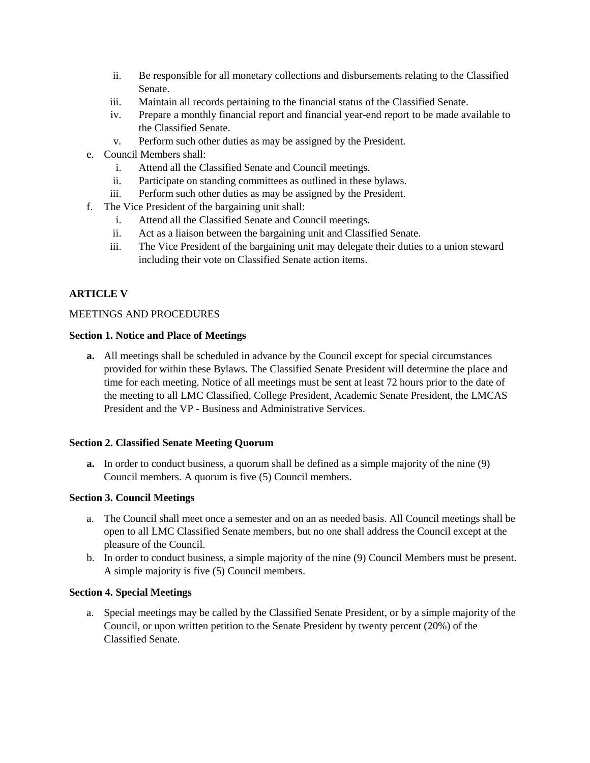ii. Be responsible for all monetary collections and disbursements relating to the Classified Senate.
   iii. Maintain all records pertaining to the financial status of the Classified Senate.
   iv. Prepare a monthly financial report and financial year-end report to be made available to the Classified Senate.
   v. Perform such other duties as may be assigned by the President.

e. Council Members shall:
   i. Attend all the Classified Senate and Council meetings.
   ii. Participate on standing committees as outlined in these bylaws.
   iii. Perform such other duties as may be assigned by the President.

f. The Vice President of the bargaining unit shall:
   i. Attend all the Classified Senate and Council meetings.
   ii. Act as a liaison between the bargaining unit and Classified Senate.
   iii. The Vice President of the bargaining unit may delegate their duties to a union steward including their vote on Classified Senate action items.

**ARTICLE V**

MEETINGS AND PROCEDURES

**Section 1. Notice and Place of Meetings**

**a.** All meetings shall be scheduled in advance by the Council except for special circumstances provided for within these Bylaws. The Classified Senate President will determine the place and time for each meeting. Notice of all meetings must be sent at least 72 hours prior to the date of the meeting to all LMC Classified, College President, Academic Senate President, the LMCAS President and the VP - Business and Administrative Services.

**Section 2. Classified Senate Meeting Quorum**

**a.** In order to conduct business, a quorum shall be defined as a simple majority of the nine (9) Council members. A quorum is five (5) Council members.

**Section 3. Council Meetings**

a. The Council shall meet once a semester and on an as needed basis. All Council meetings shall be open to all LMC Classified Senate members, but no one shall address the Council except at the pleasure of the Council.
b. In order to conduct business, a simple majority of the nine (9) Council Members must be present. A simple majority is five (5) Council members.

**Section 4. Special Meetings**

a. Special meetings may be called by the Classified Senate President, or by a simple majority of the Council, or upon written petition to the Senate President by twenty percent (20%) of the Classified Senate.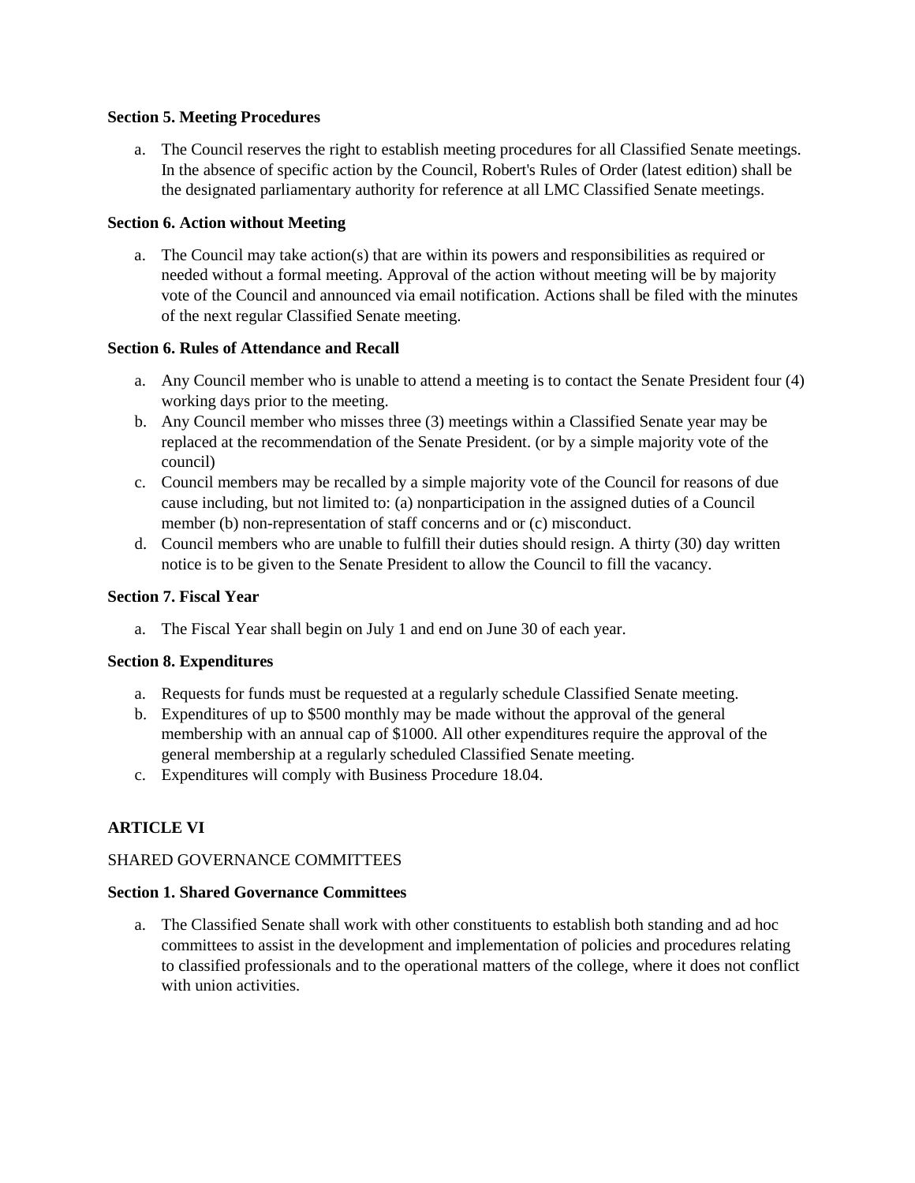**Section 5. Meeting Procedures**

a. The Council reserves the right to establish meeting procedures for all Classified Senate meetings. In the absence of specific action by the Council, Robert's Rules of Order (latest edition) shall be the designated parliamentary authority for reference at all LMC Classified Senate meetings.

**Section 6. Action without Meeting**

a. The Council may take action(s) that are within its powers and responsibilities as required or needed without a formal meeting. Approval of the action without meeting will be by majority vote of the Council and announced via email notification. Actions shall be filed with the minutes of the next regular Classified Senate meeting.

**Section 6. Rules of Attendance and Recall**

a. Any Council member who is unable to attend a meeting is to contact the Senate President four (4) working days prior to the meeting.
b. Any Council member who misses three (3) meetings within a Classified Senate year may be replaced at the recommendation of the Senate President. (or by a simple majority vote of the council)
c. Council members may be recalled by a simple majority vote of the Council for reasons of due cause including, but not limited to: (a) nonparticipation in the assigned duties of a Council member (b) non-representation of staff concerns and or (c) misconduct.
d. Council members who are unable to fulfill their duties should resign. A thirty (30) day written notice is to be given to the Senate President to allow the Council to fill the vacancy.

**Section 7. Fiscal Year**

a. The Fiscal Year shall begin on July 1 and end on June 30 of each year.

**Section 8. Expenditures**

a. Requests for funds must be requested at a regularly schedule Classified Senate meeting.
b. Expenditures of up to $500 monthly may be made without the approval of the general membership with an annual cap of $1000. All other expenditures require the approval of the general membership at a regularly scheduled Classified Senate meeting.
c. Expenditures will comply with Business Procedure 18.04.

**ARTICLE VI**

SHARED GOVERNANCE COMMITTEES

**Section 1. Shared Governance Committees**

a. The Classified Senate shall work with other constituents to establish both standing and ad hoc committees to assist in the development and implementation of policies and procedures relating to classified professionals and to the operational matters of the college, where it does not conflict with union activities.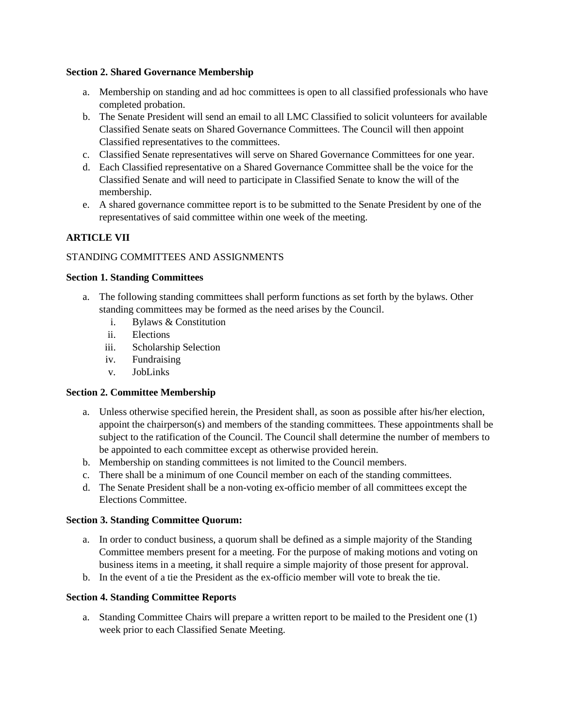**Section 2. Shared Governance Membership**

a. Membership on standing and ad hoc committees is open to all classified professionals who have completed probation.
b. The Senate President will send an email to all LMC Classified to solicit volunteers for available Classified Senate seats on Shared Governance Committees. The Council will then appoint Classified representatives to the committees.
c. Classified Senate representatives will serve on Shared Governance Committees for one year.
d. Each Classified representative on a Shared Governance Committee shall be the voice for the Classified Senate and will need to participate in Classified Senate to know the will of the membership.
e. A shared governance committee report is to be submitted to the Senate President by one of the representatives of said committee within one week of the meeting.

**ARTICLE VII**

STANDING COMMITTEES AND ASSIGNMENTS

**Section 1. Standing Committees**

a. The following standing committees shall perform functions as set forth by the bylaws. Other standing committees may be formed as the need arises by the Council.
   i. Bylaws & Constitution
   ii. Elections
   iii. Scholarship Selection
   iv. Fundraising
   v. JobLinks

**Section 2. Committee Membership**

a. Unless otherwise specified herein, the President shall, as soon as possible after his/her election, appoint the chairperson(s) and members of the standing committees. These appointments shall be subject to the ratification of the Council. The Council shall determine the number of members to be appointed to each committee except as otherwise provided herein.
b. Membership on standing committees is not limited to the Council members.
c. There shall be a minimum of one Council member on each of the standing committees.
d. The Senate President shall be a non-voting ex-officio member of all committees except the Elections Committee.

**Section 3. Standing Committee Quorum:**

a. In order to conduct business, a quorum shall be defined as a simple majority of the Standing Committee members present for a meeting. For the purpose of making motions and voting on business items in a meeting, it shall require a simple majority of those present for approval.
b. In the event of a tie the President as the ex-officio member will vote to break the tie.

**Section 4. Standing Committee Reports**

a. Standing Committee Chairs will prepare a written report to be mailed to the President one (1) week prior to each Classified Senate Meeting.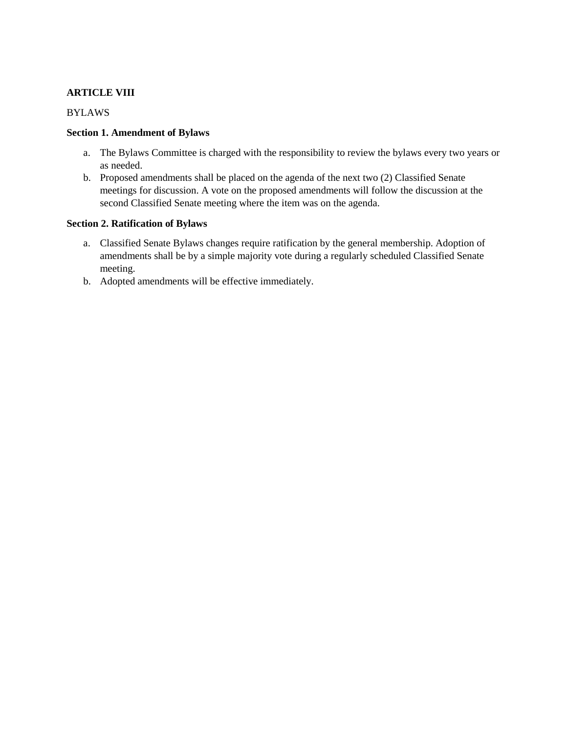**ARTICLE VIII**

BYLAWS

**Section 1. Amendment of Bylaws**

a. The Bylaws Committee is charged with the responsibility to review the bylaws every two years or as needed.
b. Proposed amendments shall be placed on the agenda of the next two (2) Classified Senate meetings for discussion. A vote on the proposed amendments will follow the discussion at the second Classified Senate meeting where the item was on the agenda.

**Section 2. Ratification of Bylaws**

a. Classified Senate Bylaws changes require ratification by the general membership. Adoption of amendments shall be by a simple majority vote during a regularly scheduled Classified Senate meeting.
b. Adopted amendments will be effective immediately.